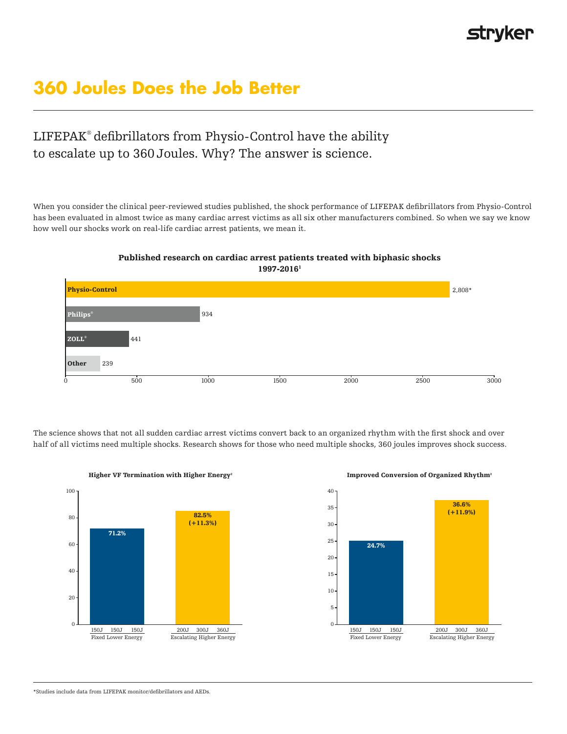stryker

# 360 Joules Does the Job Better

LIFEPAK® defibrillators from Physio-Control have the ability to escalate up to 360 Joules. Why? The answer is science.

When you consider the clinical peer-reviewed studies published, the shock performance of LIFEPAK defibrillators from Physio-Control has been evaluated in almost twice as many cardiac arrest victims as all six other manufacturers combined. So when we say we know how well our shocks work on real-life cardiac arrest patients, we mean it.

**Published research on cardiac arrest patients treated with biphasic shocks 1997-2016[1]**

| Manufacturer | Patients |
|---|---|
| Physio-Control | 2,808* |
| Philips® | 934 |
| ZOLL® | 441 |
| Other | 239 |

The science shows that not all sudden cardiac arrest victims convert back to an organized rhythm with the first shock and over half of all victims need multiple shocks. Research shows for those who need multiple shocks, 360 joules improves shock success.

**Higher VF Termination with Higher Energy[2]**

| Fixed Lower Energy (150J, 150J, 150J) | Escalating Higher Energy (200J, 300J, 360J) |
|---|---|
| 71.2% | 82.5% (+11.3%) |

**Improved Conversion of Organized Rhythm[2]**

| Fixed Lower Energy (150J, 150J, 150J) | Escalating Higher Energy (200J, 300J, 360J) |
|---|---|
| 24.7% | 36.6% (+11.9%) |

*Studies include data from LIFEPAK monitor/defibrillators and AEDs.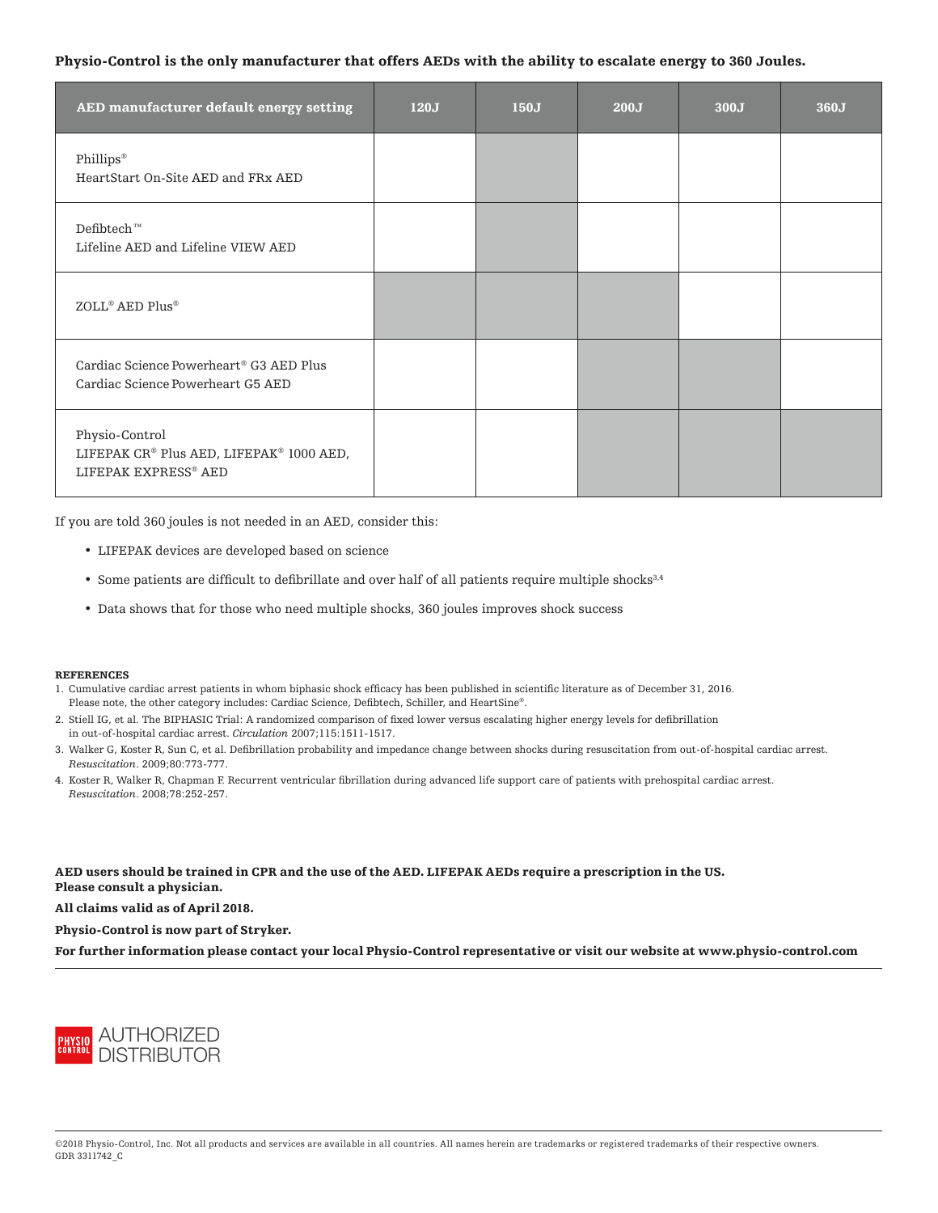**Physio-Control is the only manufacturer that offers AEDs with the ability to escalate energy to 360 Joules.**

| AED manufacturer default energy setting | 120J | 150J | 200J | 300J | 360J |
|---|---|---|---|---|---|
| Phillips® HeartStart On-Site AED and FRx AED | | ■ | | | |
| Defibtech™ Lifeline AED and Lifeline VIEW AED | | ■ | | | |
| ZOLL® AED Plus® | ■ | ■ | ■ | | |
| Cardiac Science Powerheart® G3 AED Plus Cardiac Science Powerheart G5 AED | | | ■ | ■ | |
| Physio-Control LIFEPAK CR® Plus AED, LIFEPAK® 1000 AED, LIFEPAK EXPRESS® AED | | | ■ | ■ | ■ |

If you are told 360 joules is not needed in an AED, consider this:

- LIFEPAK devices are developed based on science
- Some patients are difficult to defibrillate and over half of all patients require multiple shocks[3,4]
- Data shows that for those who need multiple shocks, 360 joules improves shock success

**REFERENCES**

1. Cumulative cardiac arrest patients in whom biphasic shock efficacy has been published in scientific literature as of December 31, 2016. Please note, the other category includes: Cardiac Science, Defibtech, Schiller, and HeartSine®.
2. Stiell IG, et al. The BIPHASIC Trial: A randomized comparison of fixed lower versus escalating higher energy levels for defibrillation in out-of-hospital cardiac arrest. *Circulation* 2007;115:1511-1517.
3. Walker G, Koster R, Sun C, et al. Defibrillation probability and impedance change between shocks during resuscitation from out-of-hospital cardiac arrest. *Resuscitation*. 2009;80:773-777.
4. Koster R, Walker R, Chapman F. Recurrent ventricular fibrillation during advanced life support care of patients with prehospital cardiac arrest. *Resuscitation*. 2008;78:252-257.

**AED users should be trained in CPR and the use of the AED. LIFEPAK AEDs require a prescription in the US. Please consult a physician.**

**All claims valid as of April 2018.**

**Physio-Control is now part of Stryker.**

**For further information please contact your local Physio-Control representative or visit our website at www.physio-control.com**

PHYSIO CONTROL AUTHORIZED DISTRIBUTOR

©2018 Physio-Control, Inc. Not all products and services are available in all countries. All names herein are trademarks or registered trademarks of their respective owners.
GDR 3311742_C